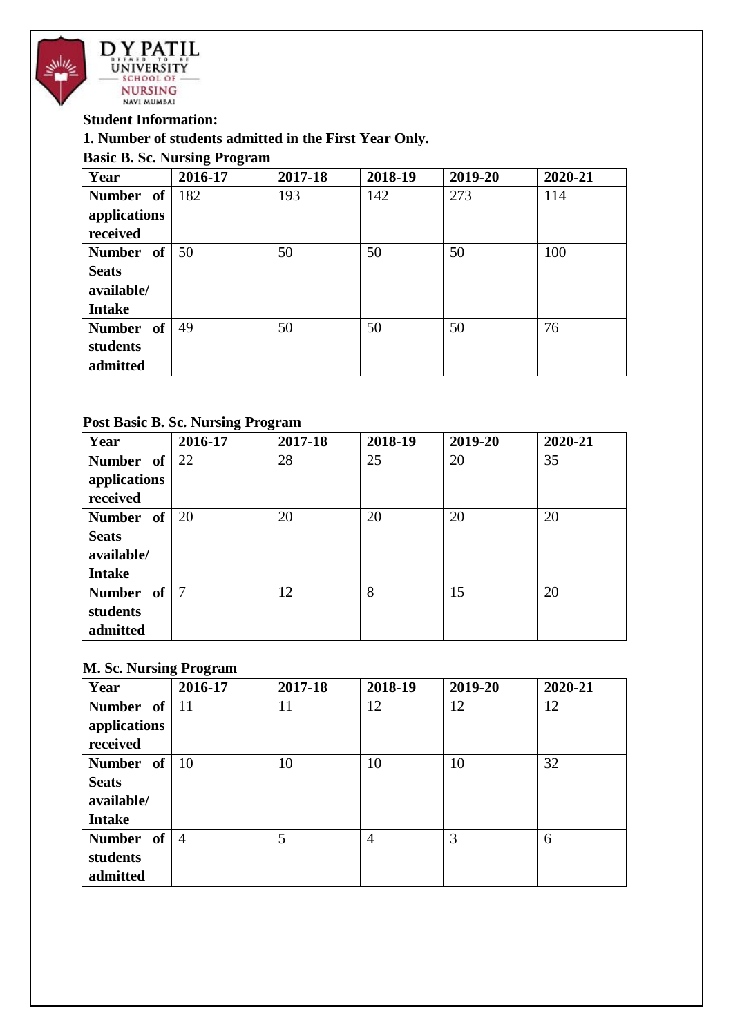**Student Information:**

**1. Number of students admitted in the First Year Only.**

**Basic B. Sc. Nursing Program**

| Year | 2016-17 | 2017-18 | 2018-19 | 2019-20 | 2020-21 |
|---|---|---|---|---|---|
| **Number of applications received** | 182 | 193 | 142 | 273 | 114 |
| **Number of Seats available/ Intake** | 50 | 50 | 50 | 50 | 100 |
| **Number of students admitted** | 49 | 50 | 50 | 50 | 76 |

**Post Basic B. Sc. Nursing Program**

| Year | 2016-17 | 2017-18 | 2018-19 | 2019-20 | 2020-21 |
|---|---|---|---|---|---|
| **Number of applications received** | 22 | 28 | 25 | 20 | 35 |
| **Number of Seats available/ Intake** | 20 | 20 | 20 | 20 | 20 |
| **Number of students admitted** | 7 | 12 | 8 | 15 | 20 |

**M. Sc. Nursing Program**

| Year | 2016-17 | 2017-18 | 2018-19 | 2019-20 | 2020-21 |
|---|---|---|---|---|---|
| **Number of applications received** | 11 | 11 | 12 | 12 | 12 |
| **Number of Seats available/ Intake** | 10 | 10 | 10 | 10 | 32 |
| **Number of students admitted** | 4 | 5 | 4 | 3 | 6 |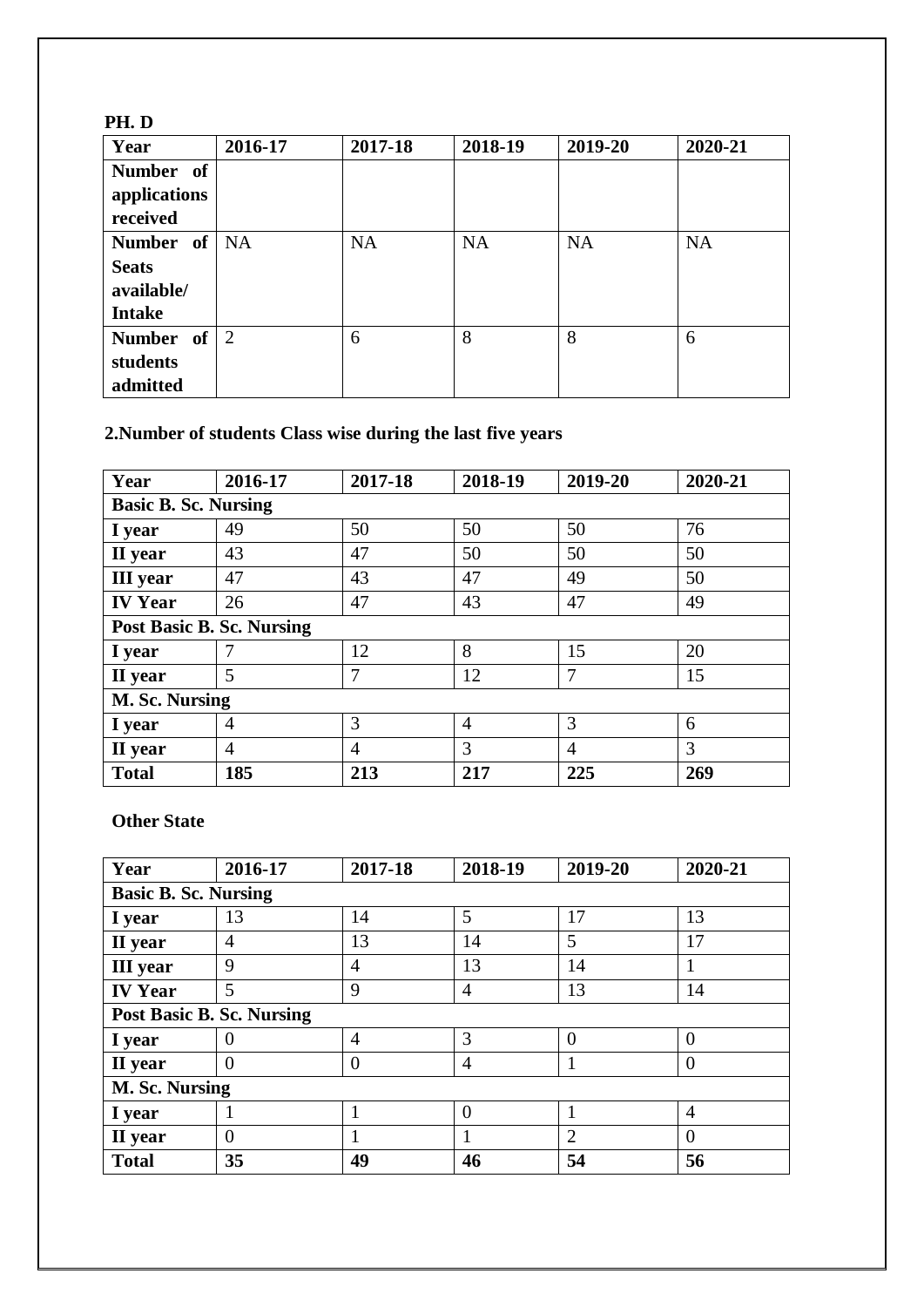**PH. D**

| Year | 2016-17 | 2017-18 | 2018-19 | 2019-20 | 2020-21 |
|---|---|---|---|---|---|
| Number of applications received | | | | | |
| Number of Seats available/ Intake | NA | NA | NA | NA | NA |
| Number of students admitted | 2 | 6 | 8 | 8 | 6 |

**2.Number of students Class wise during the last five years**

| Year | 2016-17 | 2017-18 | 2018-19 | 2019-20 | 2020-21 |
|---|---|---|---|---|---|
| **Basic B. Sc. Nursing** | | | | | |
| I year | 49 | 50 | 50 | 50 | 76 |
| II year | 43 | 47 | 50 | 50 | 50 |
| III year | 47 | 43 | 47 | 49 | 50 |
| IV Year | 26 | 47 | 43 | 47 | 49 |
| **Post Basic B. Sc. Nursing** | | | | | |
| I year | 7 | 12 | 8 | 15 | 20 |
| II year | 5 | 7 | 12 | 7 | 15 |
| **M. Sc. Nursing** | | | | | |
| I year | 4 | 3 | 4 | 3 | 6 |
| II year | 4 | 4 | 3 | 4 | 3 |
| **Total** | **185** | **213** | **217** | **225** | **269** |

**Other State**

| Year | 2016-17 | 2017-18 | 2018-19 | 2019-20 | 2020-21 |
|---|---|---|---|---|---|
| **Basic B. Sc. Nursing** | | | | | |
| I year | 13 | 14 | 5 | 17 | 13 |
| II year | 4 | 13 | 14 | 5 | 17 |
| III year | 9 | 4 | 13 | 14 | 1 |
| IV Year | 5 | 9 | 4 | 13 | 14 |
| **Post Basic B. Sc. Nursing** | | | | | |
| I year | 0 | 4 | 3 | 0 | 0 |
| II year | 0 | 0 | 4 | 1 | 0 |
| **M. Sc. Nursing** | | | | | |
| I year | 1 | 1 | 0 | 1 | 4 |
| II year | 0 | 1 | 1 | 2 | 0 |
| **Total** | **35** | **49** | **46** | **54** | **56** |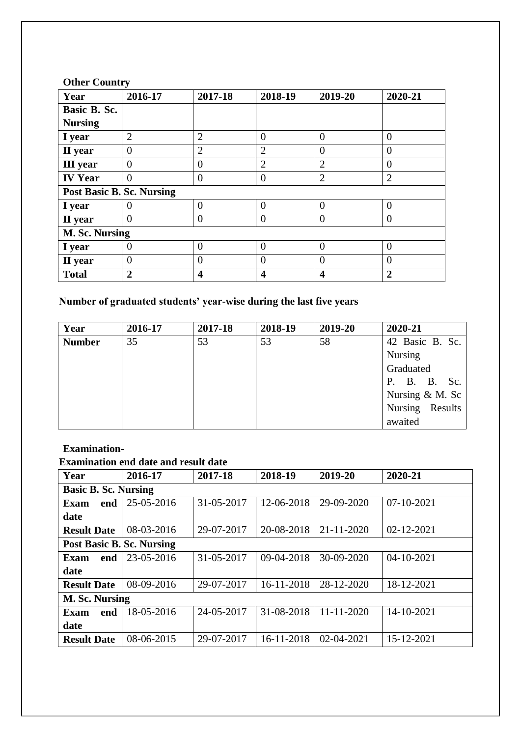**Other Country**

| Year | 2016-17 | 2017-18 | 2018-19 | 2019-20 | 2020-21 |
|---|---|---|---|---|---|
| **Basic B. Sc. Nursing** | | | | | |
| **I year** | 2 | 2 | 0 | 0 | 0 |
| **II year** | 0 | 2 | 2 | 0 | 0 |
| **III year** | 0 | 0 | 2 | 2 | 0 |
| **IV Year** | 0 | 0 | 0 | 2 | 2 |
| **Post Basic B. Sc. Nursing** | | | | | |
| **I year** | 0 | 0 | 0 | 0 | 0 |
| **II year** | 0 | 0 | 0 | 0 | 0 |
| **M. Sc. Nursing** | | | | | |
| **I year** | 0 | 0 | 0 | 0 | 0 |
| **II year** | 0 | 0 | 0 | 0 | 0 |
| **Total** | **2** | **4** | **4** | **4** | **2** |

**Number of graduated students' year-wise during the last five years**

| Year | 2016-17 | 2017-18 | 2018-19 | 2019-20 | 2020-21 |
|---|---|---|---|---|---|
| **Number** | 35 | 53 | 53 | 58 | 42 Basic B. Sc. Nursing Graduated P. B. B. Sc. Nursing & M. Sc Nursing Results awaited |

**Examination-**

**Examination end date and result date**

| Year | 2016-17 | 2017-18 | 2018-19 | 2019-20 | 2020-21 |
|---|---|---|---|---|---|
| **Basic B. Sc. Nursing** | | | | | |
| **Exam end date** | 25-05-2016 | 31-05-2017 | 12-06-2018 | 29-09-2020 | 07-10-2021 |
| **Result Date** | 08-03-2016 | 29-07-2017 | 20-08-2018 | 21-11-2020 | 02-12-2021 |
| **Post Basic B. Sc. Nursing** | | | | | |
| **Exam end date** | 23-05-2016 | 31-05-2017 | 09-04-2018 | 30-09-2020 | 04-10-2021 |
| **Result Date** | 08-09-2016 | 29-07-2017 | 16-11-2018 | 28-12-2020 | 18-12-2021 |
| **M. Sc. Nursing** | | | | | |
| **Exam end date** | 18-05-2016 | 24-05-2017 | 31-08-2018 | 11-11-2020 | 14-10-2021 |
| **Result Date** | 08-06-2015 | 29-07-2017 | 16-11-2018 | 02-04-2021 | 15-12-2021 |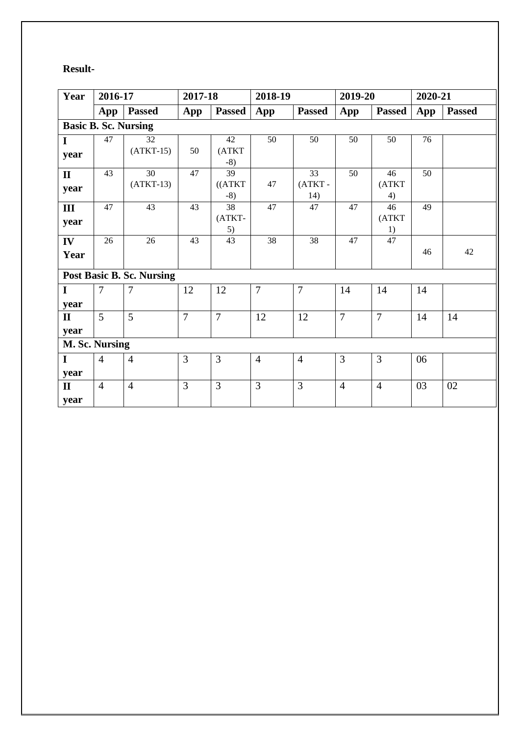**Result-**

| Year | 2016-17 | | 2017-18 | | 2018-19 | | 2019-20 | | 2020-21 | |
|---|---|---|---|---|---|---|---|---|---|---|
| | App | Passed | App | Passed | App | Passed | App | Passed | App | Passed |
| **Basic B. Sc. Nursing** | | | | | | | | | | |
| **I year** | 47 | 32 (ATKT-15) | 50 | 42 (ATKT -8) | 50 | 50 | 50 | 50 | 76 | |
| **II year** | 43 | 30 (ATKT-13) | 47 | 39 ((ATKT -8) | 47 | 33 (ATKT - 14) | 50 | 46 (ATKT 4) | 50 | |
| **III year** | 47 | 43 | 43 | 38 (ATKT- 5) | 47 | 47 | 47 | 46 (ATKT 1) | 49 | |
| **IV Year** | 26 | 26 | 43 | 43 | 38 | 38 | 47 | 47 | 46 | 42 |
| **Post Basic B. Sc. Nursing** | | | | | | | | | | |
| **I year** | 7 | 7 | 12 | 12 | 7 | 7 | 14 | 14 | 14 | |
| **II year** | 5 | 5 | 7 | 7 | 12 | 12 | 7 | 7 | 14 | 14 |
| **M. Sc. Nursing** | | | | | | | | | | |
| **I year** | 4 | 4 | 3 | 3 | 4 | 4 | 3 | 3 | 06 | |
| **II year** | 4 | 4 | 3 | 3 | 3 | 3 | 4 | 4 | 03 | 02 |